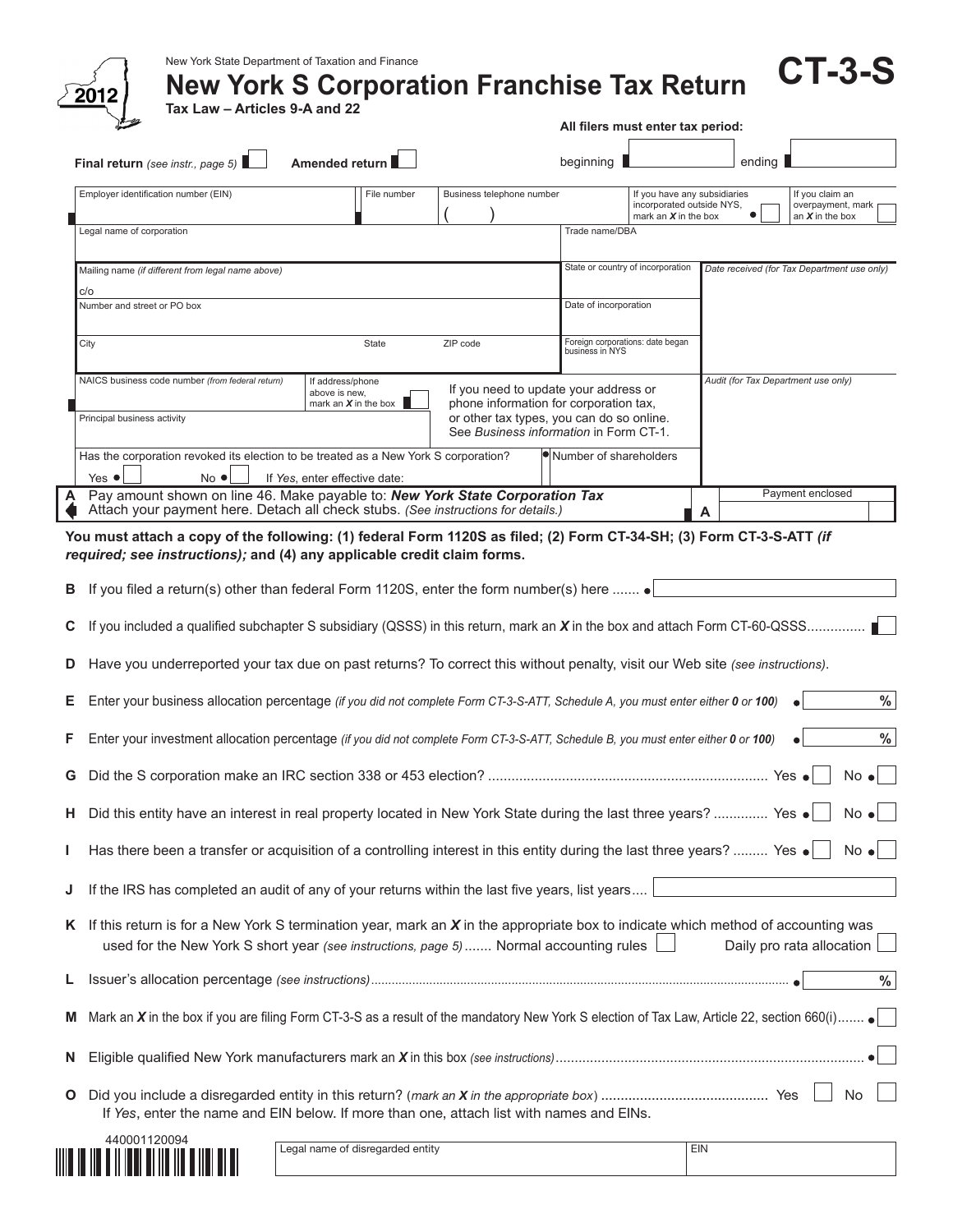New York State Department of Taxation and Finance

# New York S Corporation Franchise Tax Return

**CT-3-S**

**2012**

**Tax Law – Articles 9-A and 22**

**All filers must enter tax period:**

**Final return** *(see instr., page 5)* ☐ **Amended return** ☐ beginning ☐ ending ☐

| Employer identification number (EIN) | File number | Business telephone number ( ) | If you have any subsidiaries incorporated outside NYS, mark an *X* in the box ☐ | If you claim an overpayment, mark an *X* in the box ☐ |
|---|---|---|---|---|

| Legal name of corporation | Trade name/DBA | |
|---|---|---|
| Mailing name *(if different from legal name above)* c/o | State or country of incorporation | *Date received (for Tax Department use only)* |
| Number and street or PO box | Date of incorporation | |
| City / State / ZIP code | Foreign corporations: date began business in NYS | |
| NAICS business code number *(from federal return)* / If address/phone above is new, mark an *X* in the box ☐ / If you need to update your address or phone information for corporation tax, or other tax types, you can do so online. See *Business information* in Form CT-1. | | *Audit (for Tax Department use only)* |
| Principal business activity | | |
| Has the corporation revoked its election to be treated as a New York S corporation? Yes ☐ No ☐ If *Yes*, enter effective date: | Number of shareholders | |

**A** Pay amount shown on line 46. Make payable to: ***New York State Corporation Tax***
Attach your payment here. Detach all check stubs. *(See instructions for details.)* **A** Payment enclosed

**You must attach a copy of the following: (1) federal Form 1120S as filed; (2) Form CT-34-SH; (3) Form CT-3-S-ATT *(if required; see instructions);* and (4) any applicable credit claim forms.**

**B** If you filed a return(s) other than federal Form 1120S, enter the form number(s) here ....... ☐

**C** If you included a qualified subchapter S subsidiary (QSSS) in this return, mark an *X* in the box and attach Form CT-60-QSSS.............. ☐

**D** Have you underreported your tax due on past returns? To correct this without penalty, visit our Web site *(see instructions)*.

**E** Enter your business allocation percentage *(if you did not complete Form CT-3-S-ATT, Schedule A, you must enter either **0** or **100**)* ______ %

**F** Enter your investment allocation percentage *(if you did not complete Form CT-3-S-ATT, Schedule B, you must enter either **0** or **100**)* ______ %

**G** Did the S corporation make an IRC section 338 or 453 election? ........................................................................ Yes ☐ No ☐

**H** Did this entity have an interest in real property located in New York State during the last three years? ............. Yes ☐ No ☐

**I** Has there been a transfer or acquisition of a controlling interest in this entity during the last three years? ......... Yes ☐ No ☐

**J** If the IRS has completed an audit of any of your returns within the last five years, list years.... ☐

**K** If this return is for a New York S termination year, mark an *X* in the appropriate box to indicate which method of accounting was used for the New York S short year *(see instructions, page 5)* ....... Normal accounting rules ☐ Daily pro rata allocation ☐

**L** Issuer's allocation percentage *(see instructions)*........................................................................................................ ______ %

**M** Mark an *X* in the box if you are filing Form CT-3-S as a result of the mandatory New York S election of Tax Law, Article 22, section 660(i)....... ☐

**N** Eligible qualified New York manufacturers mark an *X* in this box *(see instructions)*................................................................................ ☐

**O** Did you include a disregarded entity in this return? (*mark an X in the appropriate box*) .......................................... Yes ☐ No ☐
If *Yes*, enter the name and EIN below. If more than one, attach list with names and EINs.

440001120094

| Legal name of disregarded entity | EIN |
|---|---|
| | |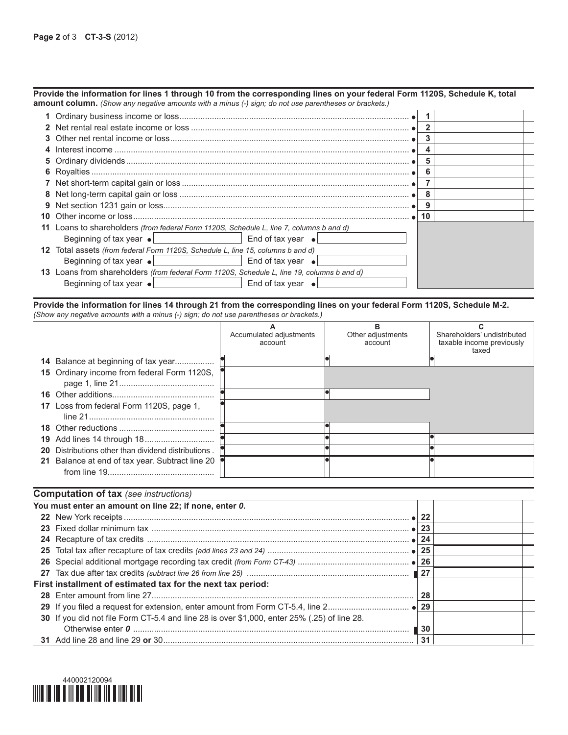**Provide the information for lines 1 through 10 from the corresponding lines on your federal Form 1120S, Schedule K, total amount column.** *(Show any negative amounts with a minus (-) sign; do not use parentheses or brackets.)*

| | | |
|---|---|---|
| **1** Ordinary business income or loss | **1** | |
| **2** Net rental real estate income or loss | **2** | |
| **3** Other net rental income or loss | **3** | |
| **4** Interest income | **4** | |
| **5** Ordinary dividends | **5** | |
| **6** Royalties | **6** | |
| **7** Net short-term capital gain or loss | **7** | |
| **8** Net long-term capital gain or loss | **8** | |
| **9** Net section 1231 gain or loss | **9** | |
| **10** Other income or loss | **10** | |

**11** Loans to shareholders *(from federal Form 1120S, Schedule L, line 7, columns b and d)*
Beginning of tax year ________ End of tax year ________

**12** Total assets *(from federal Form 1120S, Schedule L, line 15, columns b and d)*
Beginning of tax year ________ End of tax year ________

**13** Loans from shareholders *(from federal Form 1120S, Schedule L, line 19, columns b and d)*
Beginning of tax year ________ End of tax year ________

**Provide the information for lines 14 through 21 from the corresponding lines on your federal Form 1120S, Schedule M-2.** *(Show any negative amounts with a minus (-) sign; do not use parentheses or brackets.)*

| | A Accumulated adjustments account | B Other adjustments account | C Shareholders' undistributed taxable income previously taxed |
|---|---|---|---|
| **14** Balance at beginning of tax year | | | |
| **15** Ordinary income from federal Form 1120S, page 1, line 21 | | | |
| **16** Other additions | | | |
| **17** Loss from federal Form 1120S, page 1, line 21 | | | |
| **18** Other reductions | | | |
| **19** Add lines 14 through 18 | | | |
| **20** Distributions other than dividend distributions | | | |
| **21** Balance at end of tax year. Subtract line 20 from line 19 | | | |

## Computation of tax *(see instructions)*

**You must enter an amount on line 22; if none, enter *0*.**

| | | |
|---|---|---|
| **22** New York receipts | **22** | |
| **23** Fixed dollar minimum tax | **23** | |
| **24** Recapture of tax credits | **24** | |
| **25** Total tax after recapture of tax credits *(add lines 23 and 24)* | **25** | |
| **26** Special additional mortgage recording tax credit *(from Form CT-43)* | **26** | |
| **27** Tax due after tax credits *(subtract line 26 from line 25)* | **27** | |
| **First installment of estimated tax for the next tax period:** | | |
| **28** Enter amount from line 27 | **28** | |
| **29** If you filed a request for extension, enter amount from Form CT-5.4, line 2 | **29** | |
| **30** If you did not file Form CT-5.4 and line 28 is over $1,000, enter 25% (.25) of line 28. Otherwise enter *0* | **30** | |
| **31** Add line 28 and line 29 **or** 30 | **31** | |

440002120094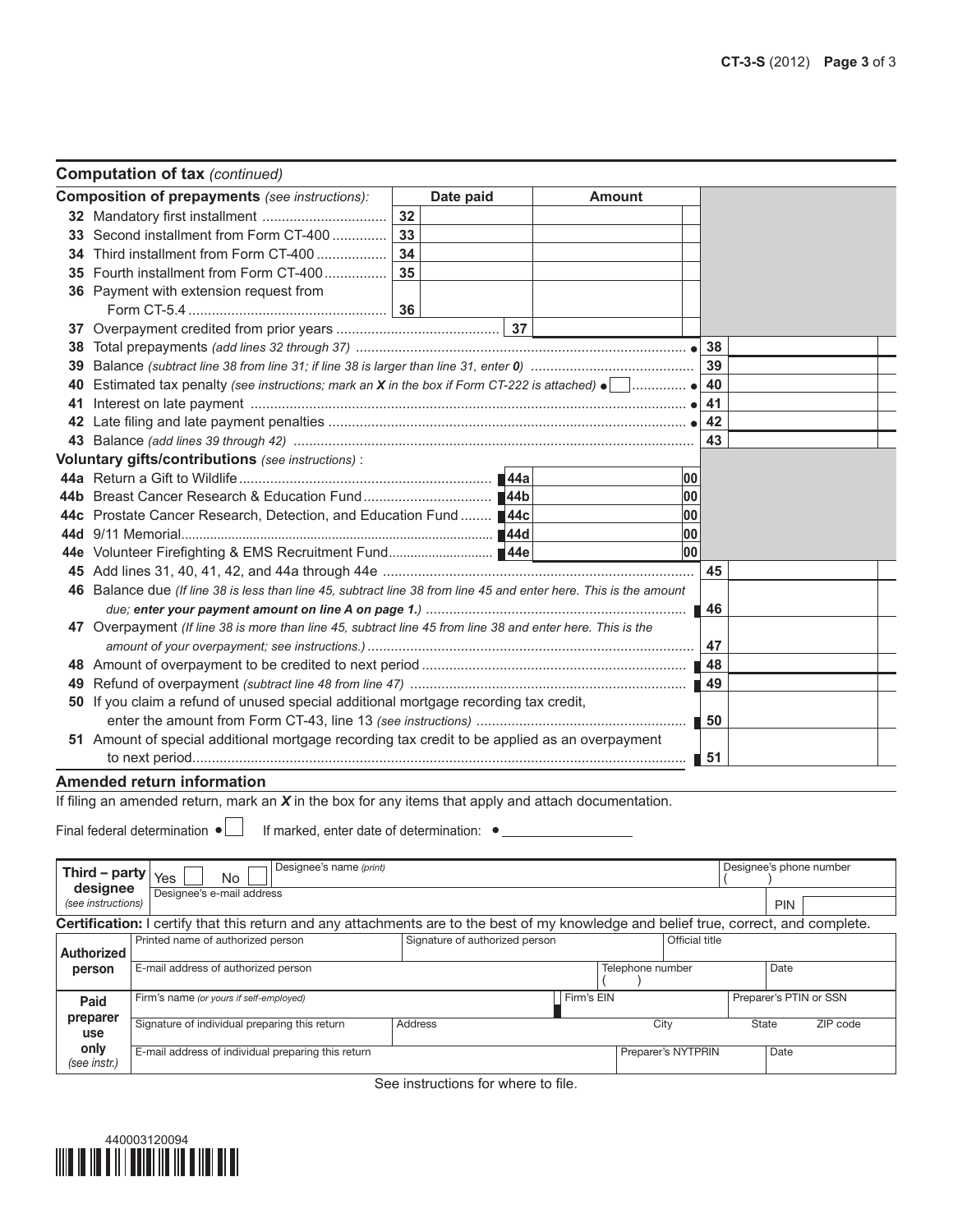## Computation of tax *(continued)*

| Composition of prepayments *(see instructions)*: | | Date paid | Amount |
|---|---|---|---|
| **32** Mandatory first installment | 32 | | |
| **33** Second installment from Form CT-400 | 33 | | |
| **34** Third installment from Form CT-400 | 34 | | |
| **35** Fourth installment from Form CT-400 | 35 | | |
| **36** Payment with extension request from Form CT-5.4 | 36 | | |
| **37** Overpayment credited from prior years | | 37 | |

| | | |
|---|---|---|
| **38** Total prepayments *(add lines 32 through 37)* ● | 38 | |
| **39** Balance *(subtract line 38 from line 31; if line 38 is larger than line 31, enter 0)* | 39 | |
| **40** Estimated tax penalty *(see instructions; mark an **X** in the box if Form CT-222 is attached)* ● ☐ ● | 40 | |
| **41** Interest on late payment ● | 41 | |
| **42** Late filing and late payment penalties ● | 42 | |
| **43** Balance *(add lines 39 through 42)* | 43 | |

**Voluntary gifts/contributions** *(see instructions)* :

| | | |
|---|---|---|
| **44a** Return a Gift to Wildlife | 44a | 00 |
| **44b** Breast Cancer Research & Education Fund | 44b | 00 |
| **44c** Prostate Cancer Research, Detection, and Education Fund | 44c | 00 |
| **44d** 9/11 Memorial | 44d | 00 |
| **44e** Volunteer Firefighting & EMS Recruitment Fund | 44e | 00 |

| | | |
|---|---|---|
| **45** Add lines 31, 40, 41, 42, and 44a through 44e | 45 | |
| **46** Balance due *(If line 38 is less than line 45, subtract line 38 from line 45 and enter here. This is the amount due; **enter your payment amount on line A on page 1.**)* | 46 | |
| **47** Overpayment *(If line 38 is more than line 45, subtract line 45 from line 38 and enter here. This is the amount of your overpayment; see instructions.)* | 47 | |
| **48** Amount of overpayment to be credited to next period | 48 | |
| **49** Refund of overpayment *(subtract line 48 from line 47)* | 49 | |
| **50** If you claim a refund of unused special additional mortgage recording tax credit, enter the amount from Form CT-43, line 13 *(see instructions)* | 50 | |
| **51** Amount of special additional mortgage recording tax credit to be applied as an overpayment to next period | 51 | |

### Amended return information

If filing an amended return, mark an ***X*** in the box for any items that apply and attach documentation.

Final federal determination ● ☐ If marked, enter date of determination: ● ______________

| | | | |
|---|---|---|---|
| **Third – party designee** *(see instructions)* | Yes ☐ No ☐ Designee's name *(print)* | | Designee's phone number ( ) |
| | Designee's e-mail address | | PIN |

**Certification:** I certify that this return and any attachments are to the best of my knowledge and belief true, correct, and complete.

| | | | | | |
|---|---|---|---|---|---|
| **Authorized person** | Printed name of authorized person | Signature of authorized person | Official title | | |
| | E-mail address of authorized person | | Telephone number ( ) | Date | |
| **Paid preparer use only** *(see instr.)* | Firm's name *(or yours if self-employed)* | | Firm's EIN | Preparer's PTIN or SSN | |
| | Signature of individual preparing this return | Address | City | State | ZIP code |
| | E-mail address of individual preparing this return | | Preparer's NYTPRIN | Date | |

See instructions for where to file.

440003120094